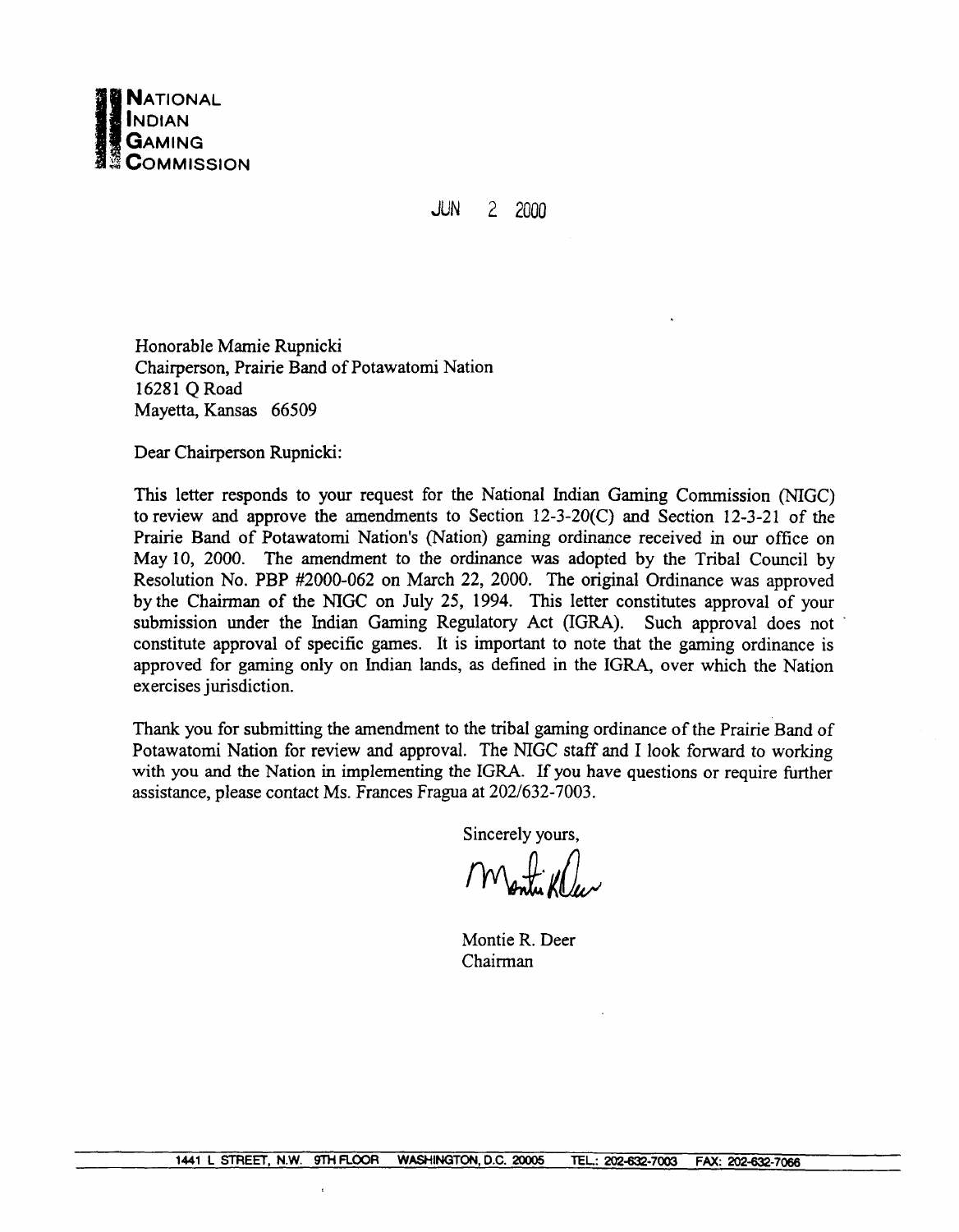**NATIONAL INDIAN GAMING COMMISSION**

JUN 2 2000

Honorable Mamie Rupnicki
Chairperson, Prairie Band of Potawatomi Nation
16281 Q Road
Mayetta, Kansas 66509

Dear Chairperson Rupnicki:

This letter responds to your request for the National Indian Gaming Commission (NIGC) to review and approve the amendments to Section 12-3-20(C) and Section 12-3-21 of the Prairie Band of Potawatomi Nation's (Nation) gaming ordinance received in our office on May 10, 2000. The amendment to the ordinance was adopted by the Tribal Council by Resolution No. PBP #2000-062 on March 22, 2000. The original Ordinance was approved by the Chairman of the NIGC on July 25, 1994. This letter constitutes approval of your submission under the Indian Gaming Regulatory Act (IGRA). Such approval does not constitute approval of specific games. It is important to note that the gaming ordinance is approved for gaming only on Indian lands, as defined in the IGRA, over which the Nation exercises jurisdiction.

Thank you for submitting the amendment to the tribal gaming ordinance of the Prairie Band of Potawatomi Nation for review and approval. The NIGC staff and I look forward to working with you and the Nation in implementing the IGRA. If you have questions or require further assistance, please contact Ms. Frances Fragua at 202/632-7003.

Sincerely yours,

Montie R. Deer
Chairman

1441 L STREET, N.W. 9TH FLOOR WASHINGTON, D.C. 20005 TEL.: 202-632-7003 FAX: 202-632-7066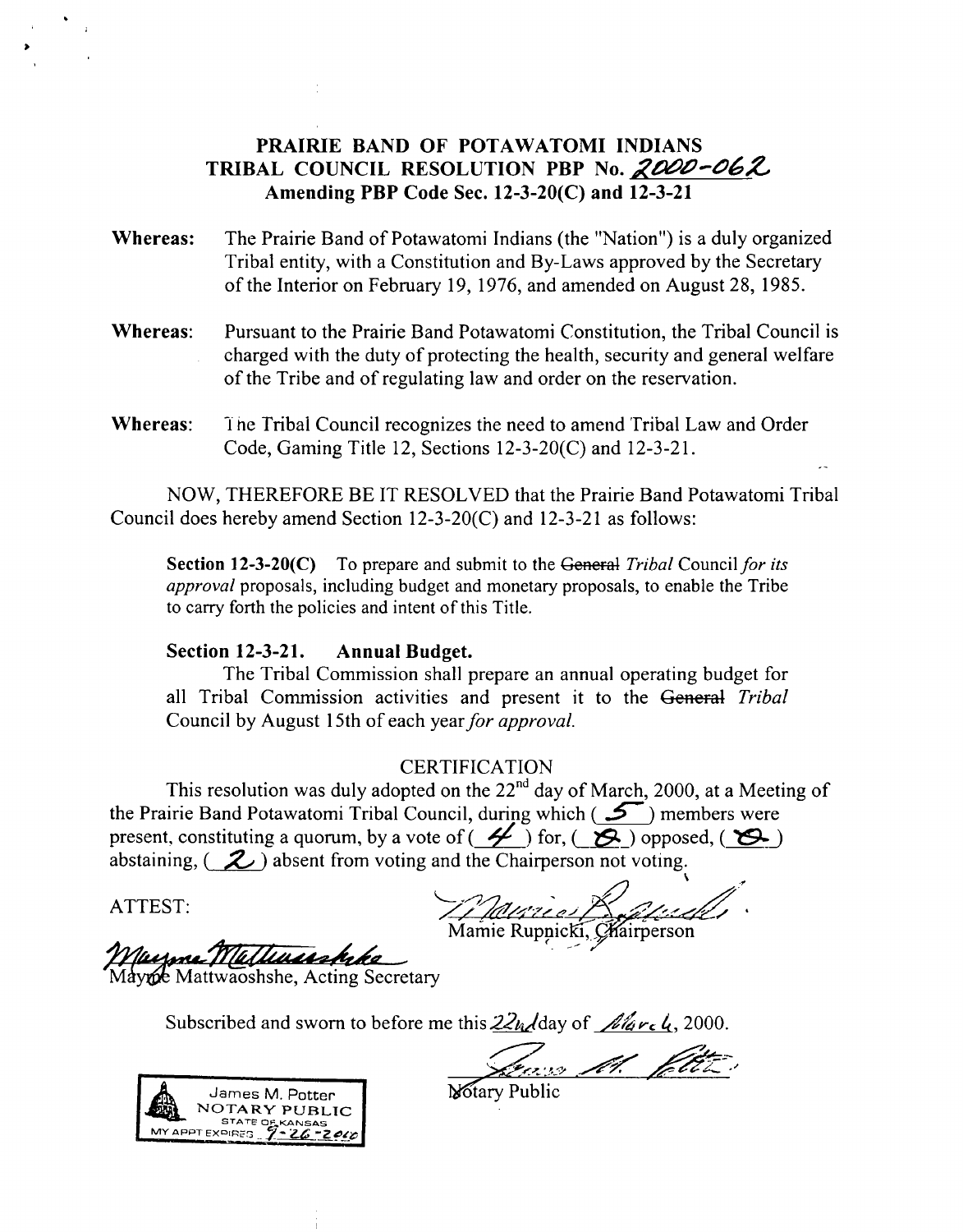# PRAIRIE BAND OF POTAWATOMI INDIANS
# TRIBAL COUNCIL RESOLUTION PBP No. 2000-062
## Amending PBP Code Sec. 12-3-20(C) and 12-3-21

**Whereas:** The Prairie Band of Potawatomi Indians (the "Nation") is a duly organized Tribal entity, with a Constitution and By-Laws approved by the Secretary of the Interior on February 19, 1976, and amended on August 28, 1985.

**Whereas:** Pursuant to the Prairie Band Potawatomi Constitution, the Tribal Council is charged with the duty of protecting the health, security and general welfare of the Tribe and of regulating law and order on the reservation.

**Whereas:** The Tribal Council recognizes the need to amend Tribal Law and Order Code, Gaming Title 12, Sections 12-3-20(C) and 12-3-21.

NOW, THEREFORE BE IT RESOLVED that the Prairie Band Potawatomi Tribal Council does hereby amend Section 12-3-20(C) and 12-3-21 as follows:

**Section 12-3-20(C)** To prepare and submit to the ~~General~~ *Tribal* Council *for its approval* proposals, including budget and monetary proposals, to enable the Tribe to carry forth the policies and intent of this Title.

**Section 12-3-21. Annual Budget.**

The Tribal Commission shall prepare an annual operating budget for all Tribal Commission activities and present it to the ~~General~~ *Tribal* Council by August 15th of each year *for approval.*

CERTIFICATION

This resolution was duly adopted on the 22nd day of March, 2000, at a Meeting of the Prairie Band Potawatomi Tribal Council, during which (5) members were present, constituting a quorum, by a vote of (4) for, (0) opposed, (0) abstaining, (2) absent from voting and the Chairperson not voting.

ATTEST:

Mamie Rupnicki, Chairperson

Mayme Mattwaoshshe, Acting Secretary

Subscribed and sworn to before me this 22nd day of March, 2000.

Notary Public

James M. Potter
NOTARY PUBLIC
STATE OF KANSAS
MY APPT EXPIRES 9-26-2000